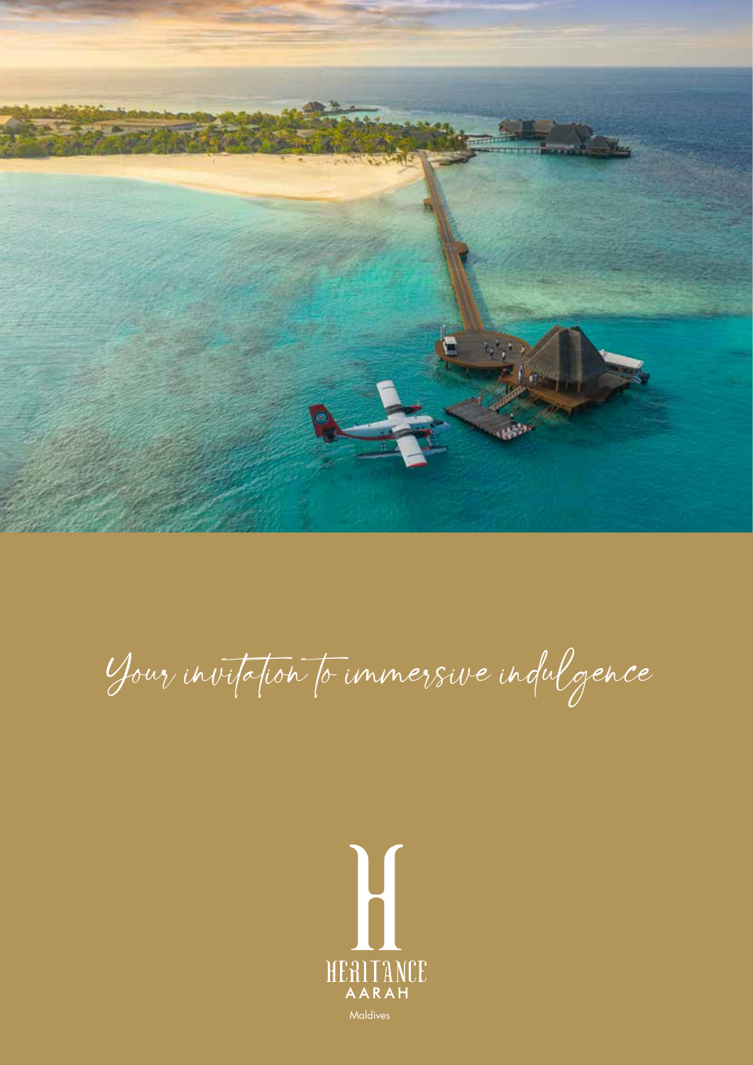*Your invitation to immersive indulgence*

HERITANCE
AARAH
Maldives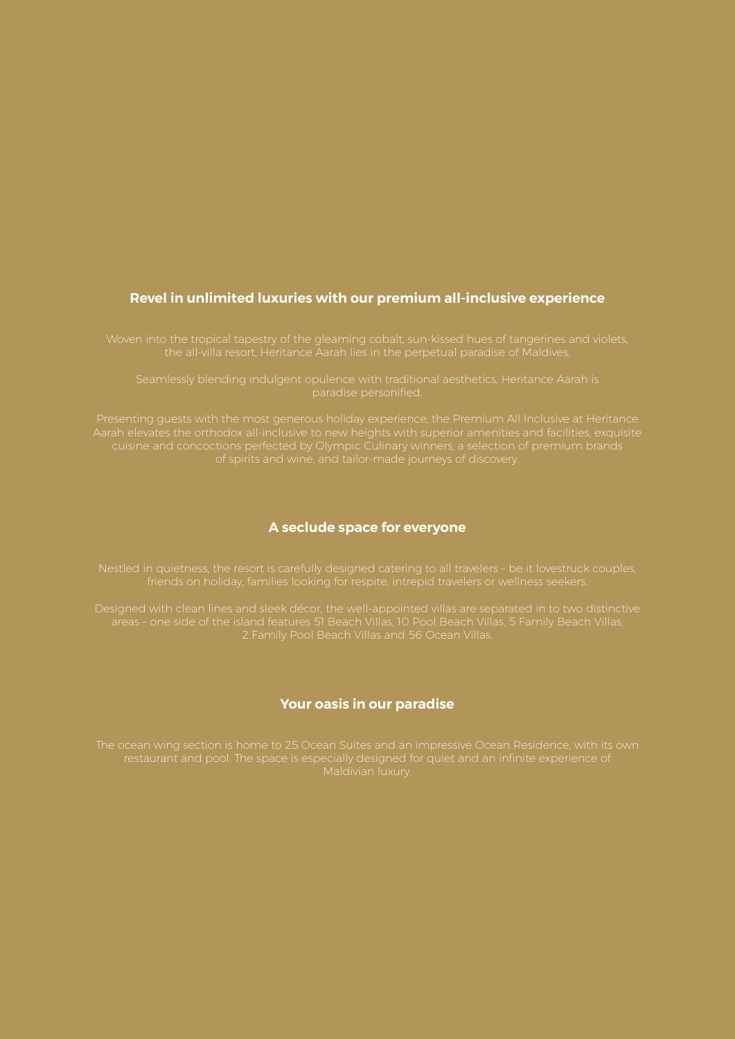## Revel in unlimited luxuries with our premium all-inclusive experience

Woven into the tropical tapestry of the gleaming cobalt, sun-kissed hues of tangerines and violets, the all-villa resort, Heritance Aarah lies in the perpetual paradise of Maldives.

Seamlessly blending indulgent opulence with traditional aesthetics, Heritance Aarah is paradise personified.

Presenting guests with the most generous holiday experience, the Premium All Inclusive at Heritance Aarah elevates the orthodox all-inclusive to new heights with superior amenities and facilities, exquisite cuisine and concoctions perfected by Olympic Culinary winners, a selection of premium brands of spirits and wine, and tailor-made journeys of discovery.

## A seclude space for everyone

Nestled in quietness, the resort is carefully designed catering to all travelers – be it lovestruck couples, friends on holiday, families looking for respite, intrepid travelers or wellness seekers.

Designed with clean lines and sleek décor, the well-appointed villas are separated in to two distinctive areas – one side of the island features 51 Beach Villas, 10 Pool Beach Villas, 5 Family Beach Villas, 2 Family Pool Beach Villas and 56 Ocean Villas.

## Your oasis in our paradise

The ocean wing section is home to 25 Ocean Suites and an impressive Ocean Residence, with its own restaurant and pool. The space is especially designed for quiet and an infinite experience of Maldivian luxury.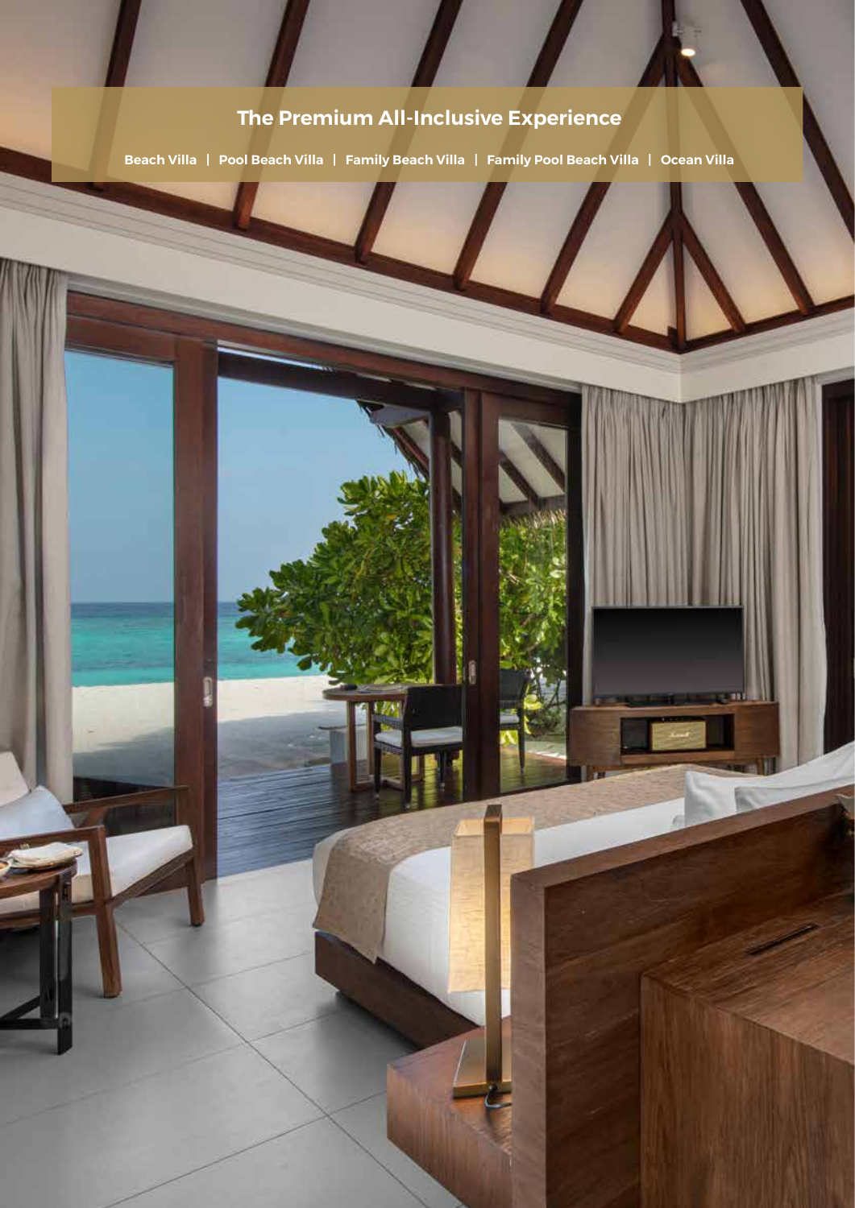## The Premium All-Inclusive Experience

**Beach Villa | Pool Beach Villa | Family Beach Villa | Family Pool Beach Villa | Ocean Villa**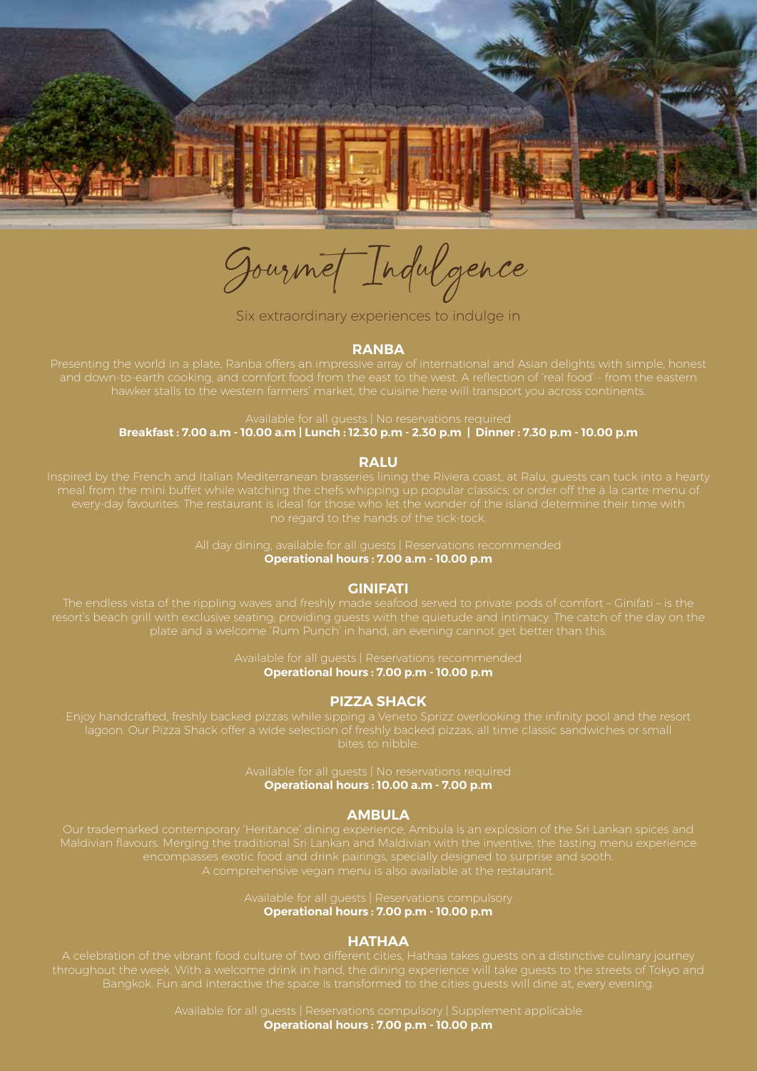# Gourmet Indulgence

Six extraordinary experiences to indulge in

## RANBA

Presenting the world in a plate, Ranba offers an impressive array of international and Asian delights with simple, honest and down-to-earth cooking, and comfort food from the east to the west. A reflection of 'real food' - from the eastern hawker stalls to the western farmers' market, the cuisine here will transport you across continents.

Available for all guests | No reservations required

**Breakfast : 7.00 a.m - 10.00 a.m | Lunch : 12.30 p.m - 2.30 p.m | Dinner : 7.30 p.m - 10.00 p.m**

## RALU

Inspired by the French and Italian Mediterranean brasseries lining the Riviera coast, at Ralu, guests can tuck into a hearty meal from the mini buffet while watching the chefs whipping up popular classics; or order off the à la carte menu of every-day favourites. The restaurant is ideal for those who let the wonder of the island determine their time with no regard to the hands of the tick-tock.

All day dining, available for all guests | Reservations recommended

**Operational hours : 7.00 a.m - 10.00 p.m**

## GINIFATI

The endless vista of the rippling waves and freshly made seafood served to private pods of comfort – Ginifati – is the resort's beach grill with exclusive seating; providing guests with the quietude and intimacy. The catch of the day on the plate and a welcome 'Rum Punch' in hand, an evening cannot get better than this.

Available for all guests | Reservations recommended

**Operational hours : 7.00 p.m - 10.00 p.m**

## PIZZA SHACK

Enjoy handcrafted, freshly backed pizzas while sipping a Veneto Sprizz overlooking the infinity pool and the resort lagoon. Our Pizza Shack offer a wide selection of freshly backed pizzas, all time classic sandwiches or small bites to nibble.

Available for all guests | No reservations required

**Operational hours : 10.00 a.m - 7.00 p.m**

## AMBULA

Our trademarked contemporary 'Heritance' dining experience, Ambula is an explosion of the Sri Lankan spices and Maldivian flavours. Merging the traditional Sri Lankan and Maldivian with the inventive, the tasting menu experience encompasses exotic food and drink pairings, specially designed to surprise and sooth.
A comprehensive vegan menu is also available at the restaurant.

Available for all guests | Reservations compulsory

**Operational hours : 7.00 p.m - 10.00 p.m**

## HATHAA

A celebration of the vibrant food culture of two different cities, Hathaa takes guests on a distinctive culinary journey throughout the week. With a welcome drink in hand, the dining experience will take guests to the streets of Tokyo and Bangkok. Fun and interactive the space is transformed to the cities guests will dine at, every evening.

Available for all guests | Reservations compulsory | Supplement applicable

**Operational hours : 7.00 p.m - 10.00 p.m**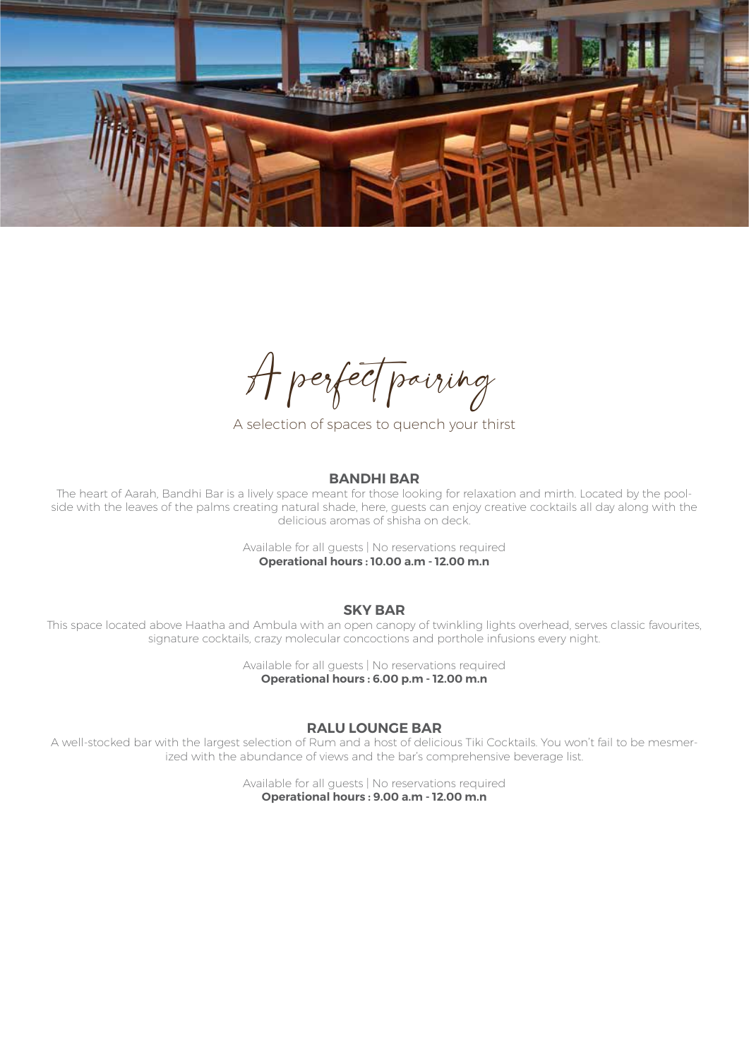# A perfect pairing

A selection of spaces to quench your thirst

## BANDHI BAR

The heart of Aarah, Bandhi Bar is a lively space meant for those looking for relaxation and mirth. Located by the poolside with the leaves of the palms creating natural shade, here, guests can enjoy creative cocktails all day along with the delicious aromas of shisha on deck.

Available for all guests | No reservations required
**Operational hours : 10.00 a.m - 12.00 m.n**

## SKY BAR

This space located above Haatha and Ambula with an open canopy of twinkling lights overhead, serves classic favourites, signature cocktails, crazy molecular concoctions and porthole infusions every night.

Available for all guests | No reservations required
**Operational hours : 6.00 p.m - 12.00 m.n**

## RALU LOUNGE BAR

A well-stocked bar with the largest selection of Rum and a host of delicious Tiki Cocktails. You won't fail to be mesmerized with the abundance of views and the bar's comprehensive beverage list.

Available for all guests | No reservations required
**Operational hours : 9.00 a.m - 12.00 m.n**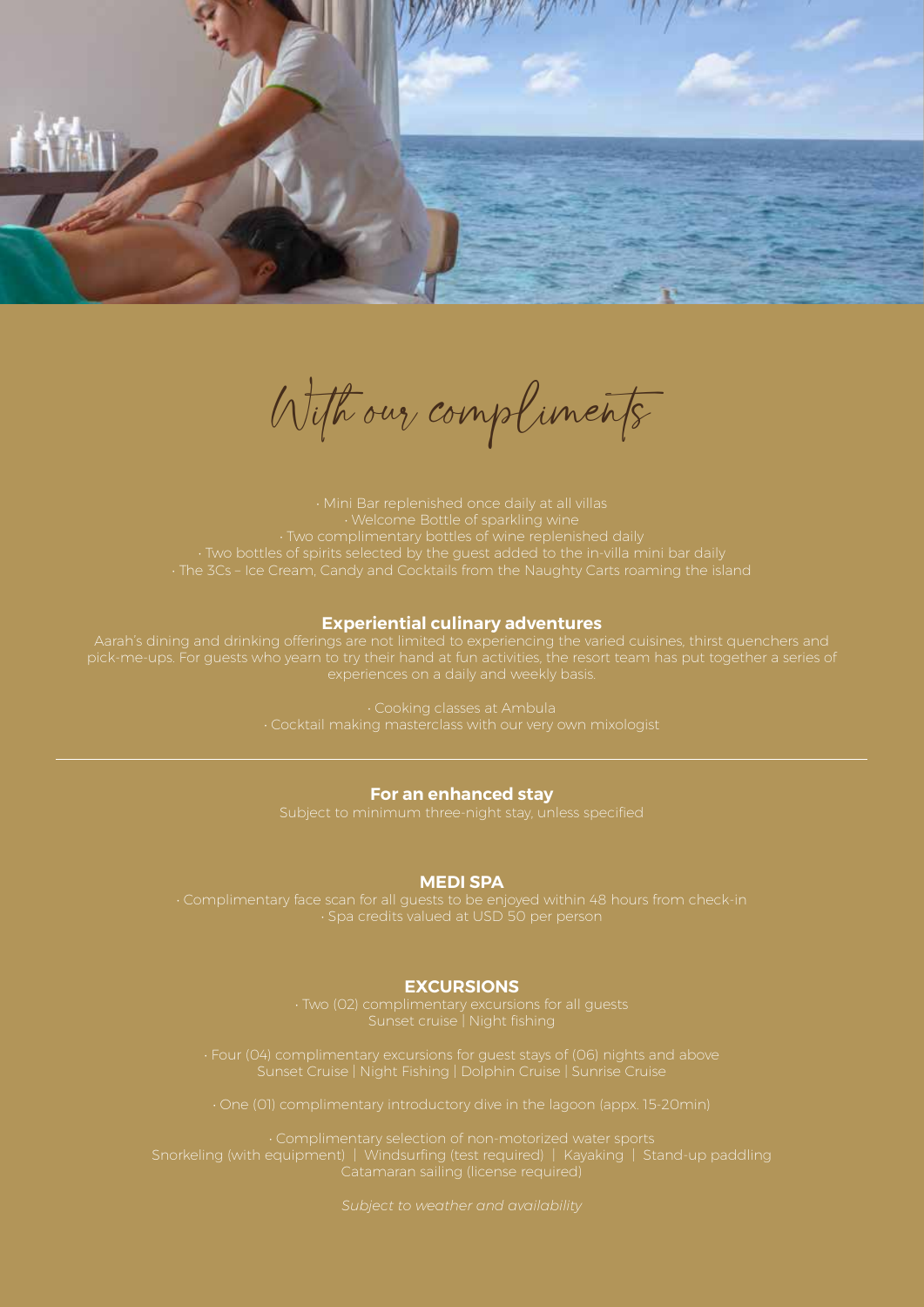# With our compliments

- Mini Bar replenished once daily at all villas
- Welcome Bottle of sparkling wine
- Two complimentary bottles of wine replenished daily
- Two bottles of spirits selected by the guest added to the in-villa mini bar daily
- The 3Cs – Ice Cream, Candy and Cocktails from the Naughty Carts roaming the island

## Experiential culinary adventures

Aarah's dining and drinking offerings are not limited to experiencing the varied cuisines, thirst quenchers and pick-me-ups. For guests who yearn to try their hand at fun activities, the resort team has put together a series of experiences on a daily and weekly basis.

- Cooking classes at Ambula
- Cocktail making masterclass with our very own mixologist

---

## For an enhanced stay

Subject to minimum three-night stay, unless specified

### MEDI SPA

- Complimentary face scan for all guests to be enjoyed within 48 hours from check-in
- Spa credits valued at USD 50 per person

### EXCURSIONS

- Two (02) complimentary excursions for all guests

  Sunset cruise | Night fishing

- Four (04) complimentary excursions for guest stays of (06) nights and above

  Sunset Cruise | Night Fishing | Dolphin Cruise | Sunrise Cruise

- One (01) complimentary introductory dive in the lagoon (appx. 15-20min)

- Complimentary selection of non-motorized water sports

  Snorkeling (with equipment) | Windsurfing (test required) | Kayaking | Stand-up paddling
  Catamaran sailing (license required)

*Subject to weather and availability*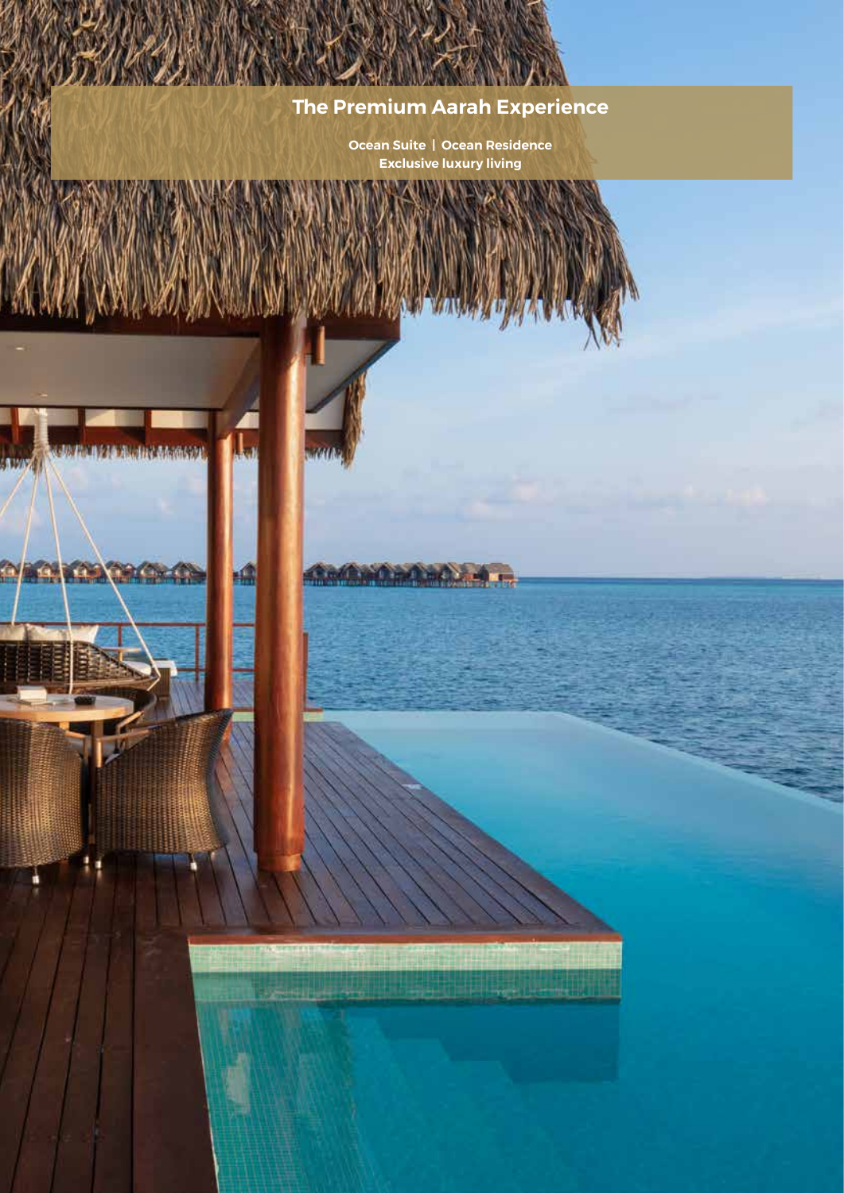## The Premium Aarah Experience

**Ocean Suite | Ocean Residence**
**Exclusive luxury living**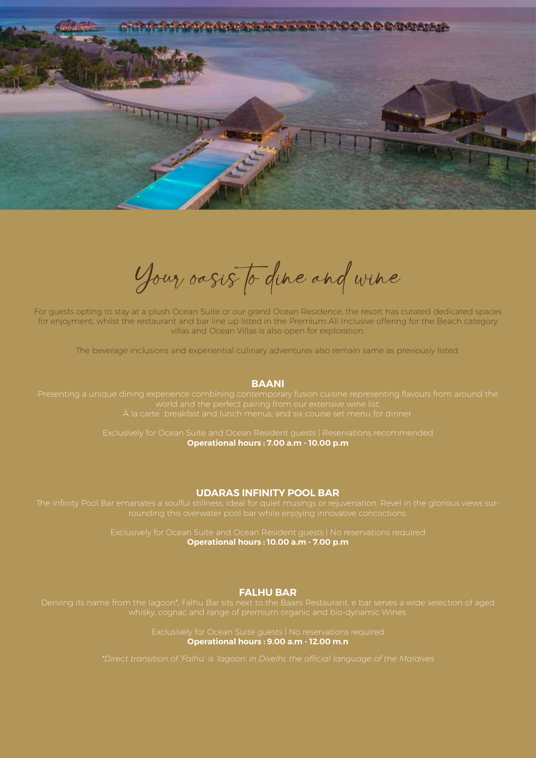# Your oasis to dine and wine

For guests opting to stay at a plush Ocean Suite or our grand Ocean Residence, the resort has curated dedicated spaces for enjoyment, whilst the restaurant and bar line up listed in the Premium All Inclusive offering for the Beach category villas and Ocean Villas is also open for exploration.

The beverage inclusions and experiential culinary adventures also remain same as previously listed.

## BAANI

Presenting a unique dining experience combining contemporary fusion cuisine representing flavours from around the world and the perfect pairing from our extensive wine list.
À la carte breakfast and lunch menus; and six-course set menu for dinner.

Exclusively for Ocean Suite and Ocean Resident guests | Reservations recommended
**Operational hours : 7.00 a.m - 10.00 p.m**

## UDARAS INFINITY POOL BAR

The Infinity Pool Bar emanates a soulful stillness, ideal for quiet musings or rejuvenation. Revel in the glorious views surrounding this overwater pool bar while enjoying innovative concoctions.

Exclusively for Ocean Suite and Ocean Resident guests | No reservations required
**Operational hours : 10.00 a.m - 7.00 p.m**

## FALHU BAR

Deriving its name from the lagoon*, Falhu Bar sits next to the Baani Restaurant. e bar serves a wide selection of aged whisky, cognac and range of premium organic and bio-dynamic Wines.

Exclusively for Ocean Suite guests | No reservations required
**Operational hours : 9.00 a.m - 12.00 m.n**

*\*Direct transition of 'Falhu' is 'lagoon' in Divelhi, the official language of the Maldives*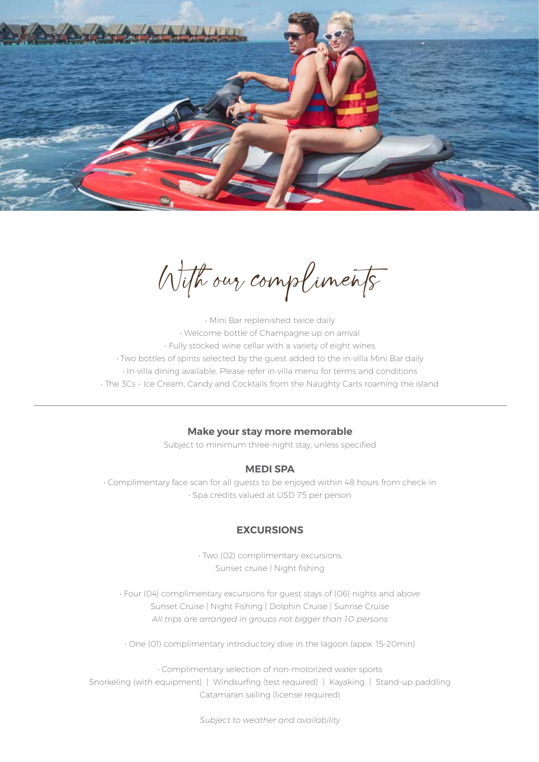# With our compliments

- Mini Bar replenished twice daily
- Welcome bottle of Champagne up on arrival
- Fully stocked wine cellar with a variety of eight wines
- Two bottles of spirits selected by the guest added to the in-villa Mini Bar daily
- In-villa dining available. Please refer in-villa menu for terms and conditions
- The 3Cs – Ice Cream, Candy and Cocktails from the Naughty Carts roaming the island

---

## Make your stay more memorable

Subject to minimum three-night stay, unless specified

### MEDI SPA

- Complimentary face scan for all guests to be enjoyed within 48 hours from check-in
- Spa credits valued at USD 75 per person

### EXCURSIONS

- Two (02) complimentary excursions
  Sunset cruise | Night fishing

- Four (04) complimentary excursions for guest stays of (06) nights and above
  Sunset Cruise | Night Fishing | Dolphin Cruise | Sunrise Cruise
  *All trips are arranged in groups not bigger than 10 persons*

- One (01) complimentary introductory dive in the lagoon (appx. 15-20min)

- Complimentary selection of non-motorized water sports
  Snorkeling (with equipment) | Windsurfing (test required) | Kayaking | Stand-up paddling
  Catamaran sailing (license required)

*Subject to weather and availability*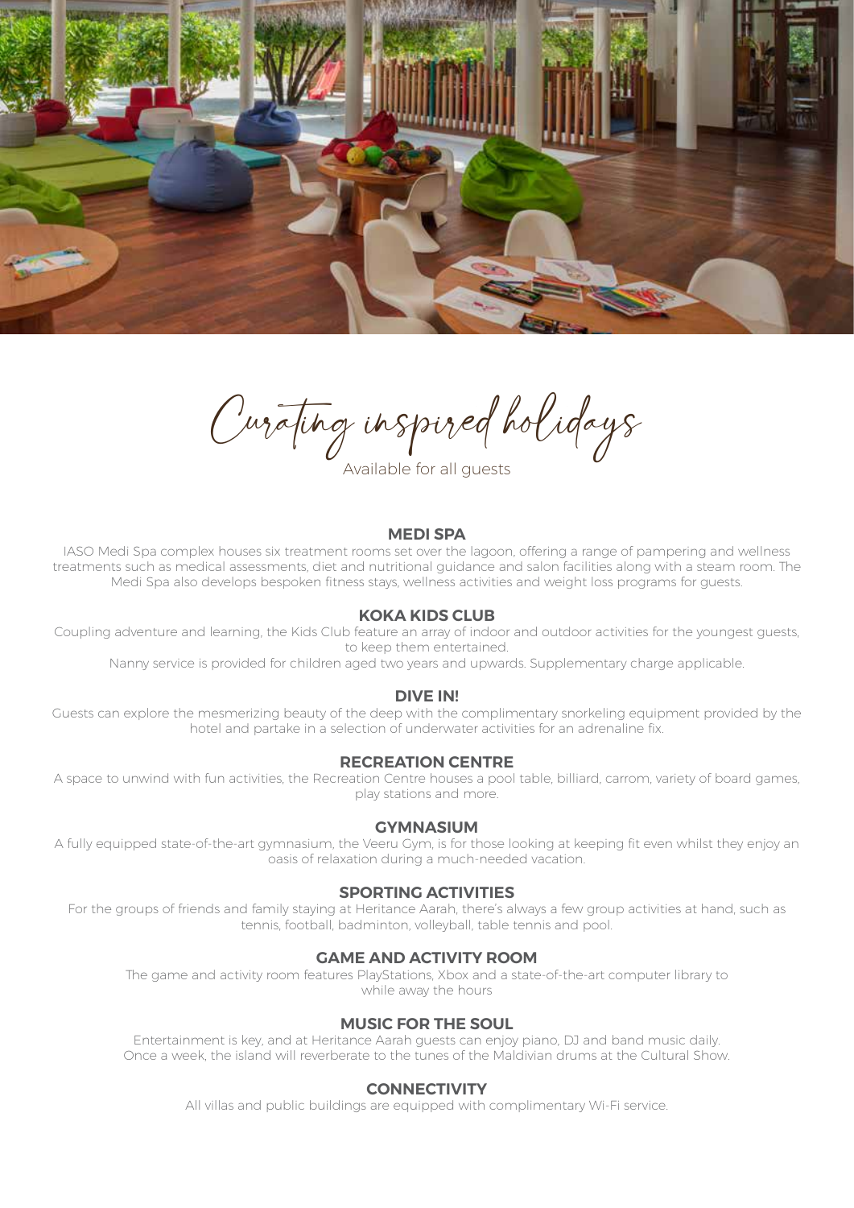# Curating inspired holidays

Available for all guests

## MEDI SPA

IASO Medi Spa complex houses six treatment rooms set over the lagoon, offering a range of pampering and wellness treatments such as medical assessments, diet and nutritional guidance and salon facilities along with a steam room. The Medi Spa also develops bespoken fitness stays, wellness activities and weight loss programs for guests.

## KOKA KIDS CLUB

Coupling adventure and learning, the Kids Club feature an array of indoor and outdoor activities for the youngest guests, to keep them entertained.

Nanny service is provided for children aged two years and upwards. Supplementary charge applicable.

## DIVE IN!

Guests can explore the mesmerizing beauty of the deep with the complimentary snorkeling equipment provided by the hotel and partake in a selection of underwater activities for an adrenaline fix.

## RECREATION CENTRE

A space to unwind with fun activities, the Recreation Centre houses a pool table, billiard, carrom, variety of board games, play stations and more.

## GYMNASIUM

A fully equipped state-of-the-art gymnasium, the Veeru Gym, is for those looking at keeping fit even whilst they enjoy an oasis of relaxation during a much-needed vacation.

## SPORTING ACTIVITIES

For the groups of friends and family staying at Heritance Aarah, there's always a few group activities at hand, such as tennis, football, badminton, volleyball, table tennis and pool.

## GAME AND ACTIVITY ROOM

The game and activity room features PlayStations, Xbox and a state-of-the-art computer library to while away the hours

## MUSIC FOR THE SOUL

Entertainment is key, and at Heritance Aarah guests can enjoy piano, DJ and band music daily.
Once a week, the island will reverberate to the tunes of the Maldivian drums at the Cultural Show.

## CONNECTIVITY

All villas and public buildings are equipped with complimentary Wi-Fi service.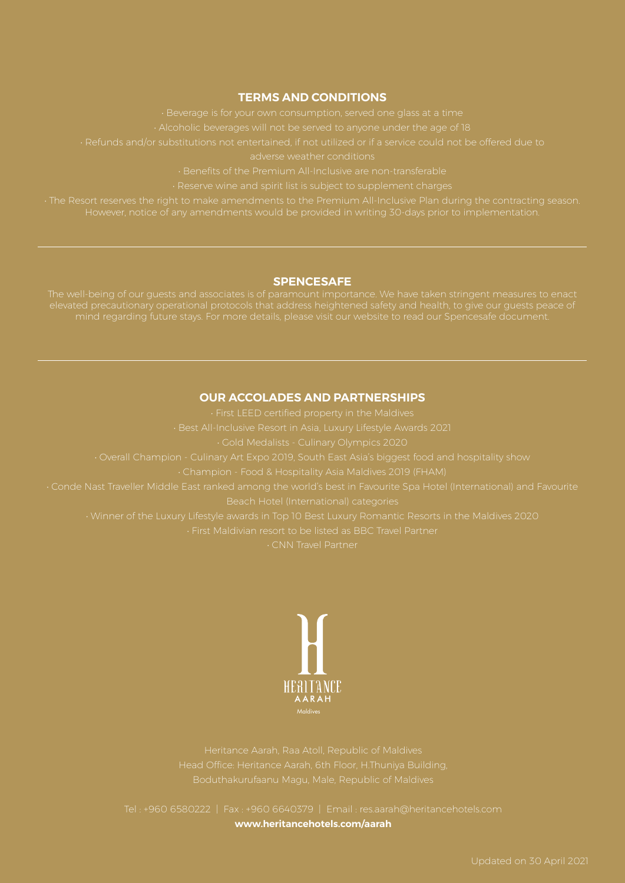## TERMS AND CONDITIONS

· Beverage is for your own consumption, served one glass at a time

· Alcoholic beverages will not be served to anyone under the age of 18

· Refunds and/or substitutions not entertained, if not utilized or if a service could not be offered due to adverse weather conditions

· Benefits of the Premium All-Inclusive are non-transferable

· Reserve wine and spirit list is subject to supplement charges

· The Resort reserves the right to make amendments to the Premium All-Inclusive Plan during the contracting season. However, notice of any amendments would be provided in writing 30-days prior to implementation.

---

## SPENCESAFE

The well-being of our guests and associates is of paramount importance. We have taken stringent measures to enact elevated precautionary operational protocols that address heightened safety and health, to give our guests peace of mind regarding future stays. For more details, please visit our website to read our Spencesafe document.

---

## OUR ACCOLADES AND PARTNERSHIPS

· First LEED certified property in the Maldives

· Best All-Inclusive Resort in Asia, Luxury Lifestyle Awards 2021

· Gold Medalists - Culinary Olympics 2020

· Overall Champion - Culinary Art Expo 2019, South East Asia's biggest food and hospitality show

· Champion - Food & Hospitality Asia Maldives 2019 (FHAM)

· Conde Nast Traveller Middle East ranked among the world's best in Favourite Spa Hotel (International) and Favourite Beach Hotel (International) categories

· Winner of the Luxury Lifestyle awards in Top 10 Best Luxury Romantic Resorts in the Maldives 2020

· First Maldivian resort to be listed as BBC Travel Partner

· CNN Travel Partner

HERITANCE
AARAH
Maldives

Heritance Aarah, Raa Atoll, Republic of Maldives
Head Office: Heritance Aarah, 6th Floor, H.Thuniya Building,
Boduthakurufaanu Magu, Male, Republic of Maldives

Tel : +960 6580222 | Fax : +960 6640379 | Email : res.aarah@heritancehotels.com

**www.heritancehotels.com/aarah**

Updated on 30 April 2021